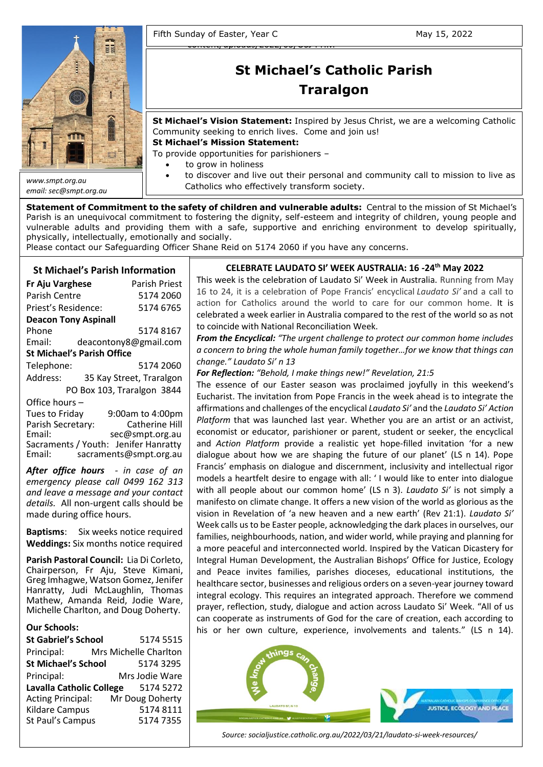Fifth Sunday of Easter, Year C May 15, 2022

# St Michael's Catholic Parish Traralgon

*www.smpt.org.au*
*email: sec@smpt.org.au*

**St Michael's Vision Statement:** Inspired by Jesus Christ, we are a welcoming Catholic Community seeking to enrich lives. Come and join us!

**St Michael's Mission Statement:**
To provide opportunities for parishioners –

- to grow in holiness
- to discover and live out their personal and community call to mission to live as Catholics who effectively transform society.

**Statement of Commitment to the safety of children and vulnerable adults:** Central to the mission of St Michael's Parish is an unequivocal commitment to fostering the dignity, self-esteem and integrity of children, young people and vulnerable adults and providing them with a safe, supportive and enriching environment to develop spiritually, physically, intellectually, emotionally and socially.
Please contact our Safeguarding Officer Shane Reid on 5174 2060 if you have any concerns.

## St Michael's Parish Information

**Fr Aju Varghese** Parish Priest
Parish Centre 5174 2060
Priest's Residence: 5174 6765

**Deacon Tony Aspinall**
Phone 5174 8167
Email: deacontony8@gmail.com

**St Michael's Parish Office**
Telephone: 5174 2060
Address: 35 Kay Street, Traralgon
PO Box 103, Traralgon 3844

Office hours –
Tues to Friday 9:00am to 4:00pm
Parish Secretary: Catherine Hill
Email: sec@smpt.org.au
Sacraments / Youth: Jenifer Hanratty
Email: sacraments@smpt.org.au

***After office hours*** *- in case of an emergency please call 0499 162 313 and leave a message and your contact details.* All non-urgent calls should be made during office hours.

**Baptisms**: Six weeks notice required
**Weddings:** Six months notice required

**Parish Pastoral Council:** Lia Di Corleto, Chairperson, Fr Aju, Steve Kimani, Greg Imhagwe, Watson Gomez, Jenifer Hanratty, Judi McLaughlin, Thomas Mathew, Amanda Reid, Jodie Ware, Michelle Charlton, and Doug Doherty.

**Our Schools:**

**St Gabriel's School** 5174 5515
Principal: Mrs Michelle Charlton
**St Michael's School** 5174 3295
Principal: Mrs Jodie Ware
**Lavalla Catholic College** 5174 5272
Acting Principal: Mr Doug Doherty
Kildare Campus 5174 8111
St Paul's Campus 5174 7355

## CELEBRATE LAUDATO SI' WEEK AUSTRALIA: 16 -24th May 2022

This week is the celebration of Laudato Si' Week in Australia. Running from May 16 to 24, it is a celebration of Pope Francis' encyclical *Laudato Si'* and a call to action for Catholics around the world to care for our common home. It is celebrated a week earlier in Australia compared to the rest of the world so as not to coincide with National Reconciliation Week.

***From the Encyclical:*** *"The urgent challenge to protect our common home includes a concern to bring the whole human family together…for we know that things can change." Laudato Si' n 13*

***For Reflection:*** *"Behold, I make things new!" Revelation, 21:5*

The essence of our Easter season was proclaimed joyfully in this weekend's Eucharist. The invitation from Pope Francis in the week ahead is to integrate the affirmations and challenges of the encyclical *Laudato Si'* and the *Laudato Si' Action Platform* that was launched last year. Whether you are an artist or an activist, economist or educator, parishioner or parent, student or seeker, the encyclical and *Action Platform* provide a realistic yet hope-filled invitation 'for a new dialogue about how we are shaping the future of our planet' (LS n 14). Pope Francis' emphasis on dialogue and discernment, inclusivity and intellectual rigor models a heartfelt desire to engage with all: ' I would like to enter into dialogue with all people about our common home' (LS n 3). *Laudato Si'* is not simply a manifesto on climate change. It offers a new vision of the world as glorious as the vision in Revelation of 'a new heaven and a new earth' (Rev 21:1). *Laudato Si'* Week calls us to be Easter people, acknowledging the dark places in ourselves, our families, neighbourhoods, nation, and wider world, while praying and planning for a more peaceful and interconnected world. Inspired by the Vatican Dicastery for Integral Human Development, the Australian Bishops' Office for Justice, Ecology and Peace invites families, parishes dioceses, educational institutions, the healthcare sector, businesses and religious orders on a seven-year journey toward integral ecology. This requires an integrated approach. Therefore we commend prayer, reflection, study, dialogue and action across Laudato Si' Week. "All of us can cooperate as instruments of God for the care of creation, each according to his or her own culture, experience, involvements and talents." (LS n 14).

*Source: socialjustice.catholic.org.au/2022/03/21/laudato-si-week-resources/*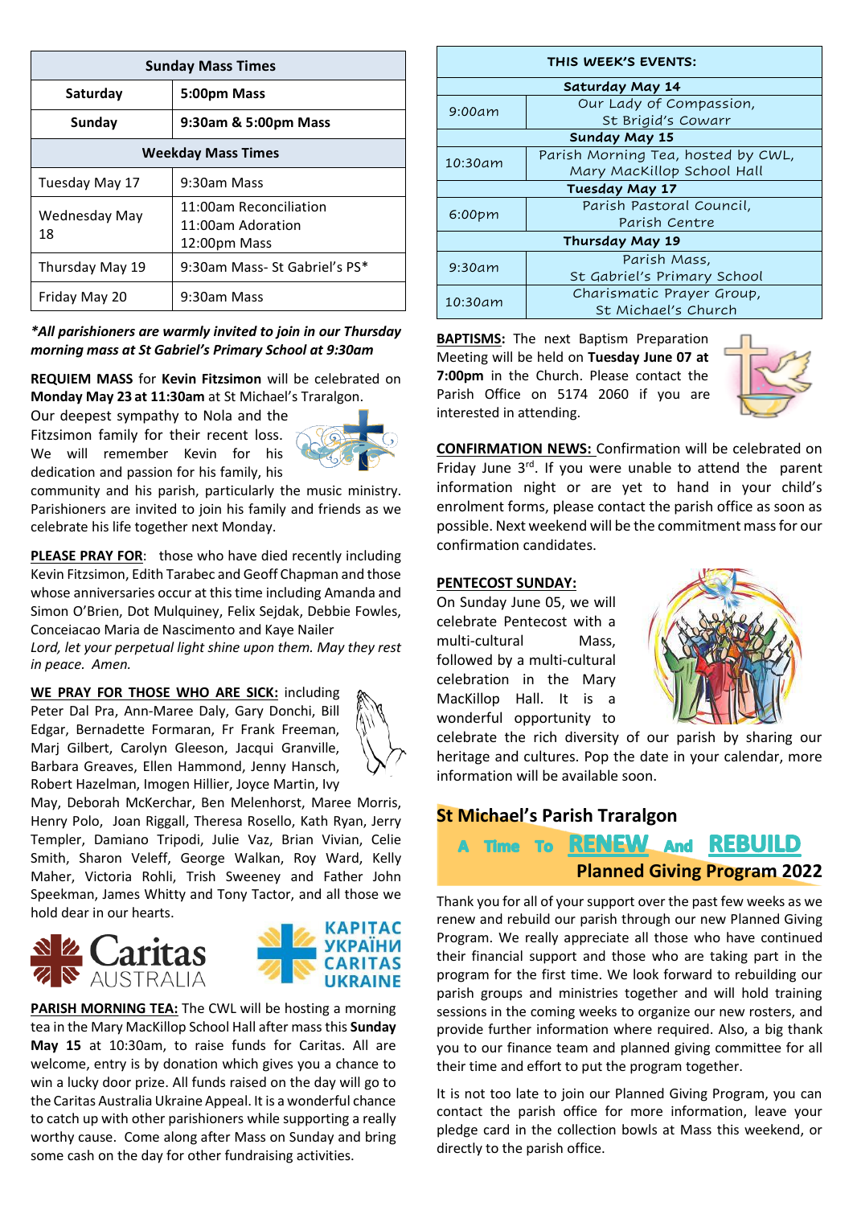| Sunday Mass Times | |
|---|---|
| **Saturday** | **5:00pm Mass** |
| **Sunday** | **9:30am & 5:00pm Mass** |
| **Weekday Mass Times** | |
| Tuesday May 17 | 9:30am Mass |
| Wednesday May 18 | 11:00am Reconciliation<br>11:00am Adoration<br>12:00pm Mass |
| Thursday May 19 | 9:30am Mass- St Gabriel's PS* |
| Friday May 20 | 9:30am Mass |

***All parishioners are warmly invited to join in our Thursday morning mass at St Gabriel's Primary School at 9:30am***

**REQUIEM MASS** for **Kevin Fitzsimon** will be celebrated on **Monday May 23 at 11:30am** at St Michael's Traralgon. Our deepest sympathy to Nola and the Fitzsimon family for their recent loss. We will remember Kevin for his dedication and passion for his family, his community and his parish, particularly the music ministry. Parishioners are invited to join his family and friends as we celebrate his life together next Monday.

**PLEASE PRAY FOR**: those who have died recently including Kevin Fitzsimon, Edith Tarabec and Geoff Chapman and those whose anniversaries occur at this time including Amanda and Simon O'Brien, Dot Mulquiney, Felix Sejdak, Debbie Fowles, Conceiacao Maria de Nascimento and Kaye Nailer
*Lord, let your perpetual light shine upon them. May they rest in peace. Amen.*

**WE PRAY FOR THOSE WHO ARE SICK:** including Peter Dal Pra, Ann-Maree Daly, Gary Donchi, Bill Edgar, Bernadette Formaran, Fr Frank Freeman, Marj Gilbert, Carolyn Gleeson, Jacqui Granville, Barbara Greaves, Ellen Hammond, Jenny Hansch, Robert Hazelman, Imogen Hillier, Joyce Martin, Ivy May, Deborah McKerchar, Ben Melenhorst, Maree Morris, Henry Polo, Joan Riggall, Theresa Rosello, Kath Ryan, Jerry Templer, Damiano Tripodi, Julie Vaz, Brian Vivian, Celie Smith, Sharon Veleff, George Walkan, Roy Ward, Kelly Maher, Victoria Rohli, Trish Sweeney and Father John Speekman, James Whitty and Tony Tactor, and all those we hold dear in our hearts.

Caritas AUSTRALIA — КАРІТАС УКРАЇНИ CARITAS UKRAINE

**PARISH MORNING TEA:** The CWL will be hosting a morning tea in the Mary MacKillop School Hall after mass this **Sunday May 15** at 10:30am, to raise funds for Caritas. All are welcome, entry is by donation which gives you a chance to win a lucky door prize. All funds raised on the day will go to the Caritas Australia Ukraine Appeal. It is a wonderful chance to catch up with other parishioners while supporting a really worthy cause. Come along after Mass on Sunday and bring some cash on the day for other fundraising activities.

| THIS WEEK'S EVENTS: | |
|---|---|
| **Saturday May 14** | |
| 9:00am | Our Lady of Compassion, St Brigid's Cowarr |
| **Sunday May 15** | |
| 10:30am | Parish Morning Tea, hosted by CWL, Mary MacKillop School Hall |
| **Tuesday May 17** | |
| 6:00pm | Parish Pastoral Council, Parish Centre |
| **Thursday May 19** | |
| 9:30am | Parish Mass, St Gabriel's Primary School |
| 10:30am | Charismatic Prayer Group, St Michael's Church |

**BAPTISMS:** The next Baptism Preparation Meeting will be held on **Tuesday June 07 at 7:00pm** in the Church. Please contact the Parish Office on 5174 2060 if you are interested in attending.

**CONFIRMATION NEWS:** Confirmation will be celebrated on Friday June 3rd. If you were unable to attend the parent information night or are yet to hand in your child's enrolment forms, please contact the parish office as soon as possible. Next weekend will be the commitment mass for our confirmation candidates.

**PENTECOST SUNDAY:**
On Sunday June 05, we will celebrate Pentecost with a multi-cultural Mass, followed by a multi-cultural celebration in the Mary MacKillop Hall. It is a wonderful opportunity to celebrate the rich diversity of our parish by sharing our heritage and cultures. Pop the date in your calendar, more information will be available soon.

## St Michael's Parish Traralgon

### A Time To RENEW And REBUILD

### Planned Giving Program 2022

Thank you for all of your support over the past few weeks as we renew and rebuild our parish through our new Planned Giving Program. We really appreciate all those who have continued their financial support and those who are taking part in the program for the first time. We look forward to rebuilding our parish groups and ministries together and will hold training sessions in the coming weeks to organize our new rosters, and provide further information where required. Also, a big thank you to our finance team and planned giving committee for all their time and effort to put the program together.

It is not too late to join our Planned Giving Program, you can contact the parish office for more information, leave your pledge card in the collection bowls at Mass this weekend, or directly to the parish office.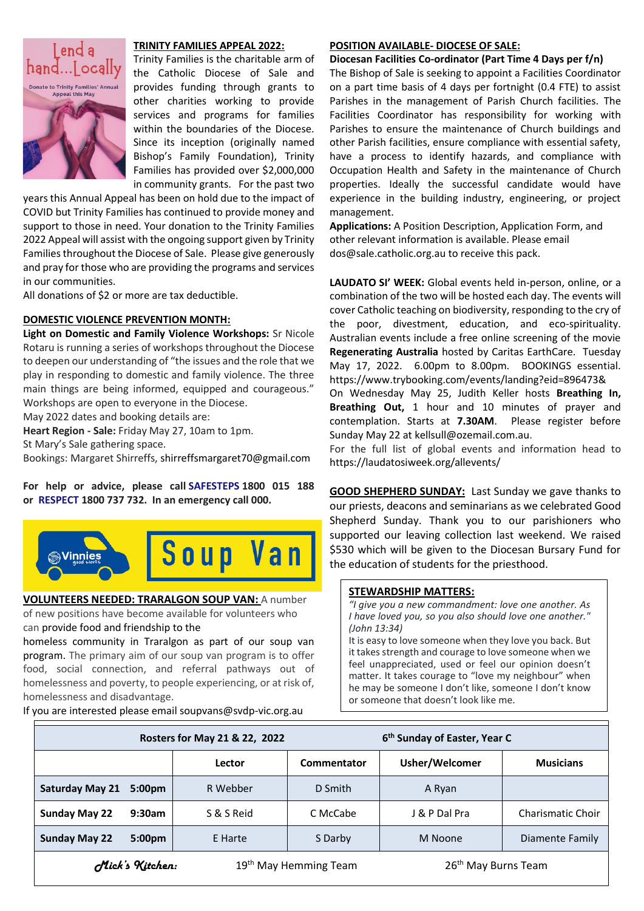## TRINITY FAMILIES APPEAL 2022:

Trinity Families is the charitable arm of the Catholic Diocese of Sale and provides funding through grants to other charities working to provide services and programs for families within the boundaries of the Diocese. Since its inception (originally named Bishop's Family Foundation), Trinity Families has provided over $2,000,000 in community grants. For the past two years this Annual Appeal has been on hold due to the impact of COVID but Trinity Families has continued to provide money and support to those in need. Your donation to the Trinity Families 2022 Appeal will assist with the ongoing support given by Trinity Families throughout the Diocese of Sale. Please give generously and pray for those who are providing the programs and services in our communities.

All donations of $2 or more are tax deductible.

## DOMESTIC VIOLENCE PREVENTION MONTH:

**Light on Domestic and Family Violence Workshops:** Sr Nicole Rotaru is running a series of workshops throughout the Diocese to deepen our understanding of "the issues and the role that we play in responding to domestic and family violence. The three main things are being informed, equipped and courageous." Workshops are open to everyone in the Diocese.

May 2022 dates and booking details are:

**Heart Region - Sale:** Friday May 27, 10am to 1pm.

St Mary's Sale gathering space.

Bookings: Margaret Shirreffs, shirreffsmargaret70@gmail.com

**For help or advice, please call SAFESTEPS 1800 015 188 or RESPECT 1800 737 732. In an emergency call 000.**

Vinnies good works — Soup Van

## VOLUNTEERS NEEDED: TRARALGON SOUP VAN:

A number of new positions have become available for volunteers who can provide food and friendship to the homeless community in Traralgon as part of our soup van program. The primary aim of our soup van program is to offer food, social connection, and referral pathways out of homelessness and poverty, to people experiencing, or at risk of, homelessness and disadvantage.

If you are interested please email soupvans@svdp-vic.org.au

## POSITION AVAILABLE- DIOCESE OF SALE:

**Diocesan Facilities Co-ordinator (Part Time 4 Days per f/n)**

The Bishop of Sale is seeking to appoint a Facilities Coordinator on a part time basis of 4 days per fortnight (0.4 FTE) to assist Parishes in the management of Parish Church facilities. The Facilities Coordinator has responsibility for working with Parishes to ensure the maintenance of Church buildings and other Parish facilities, ensure compliance with essential safety, have a process to identify hazards, and compliance with Occupation Health and Safety in the maintenance of Church properties. Ideally the successful candidate would have experience in the building industry, engineering, or project management.

**Applications:** A Position Description, Application Form, and other relevant information is available. Please email dos@sale.catholic.org.au to receive this pack.

**LAUDATO SI' WEEK:** Global events held in-person, online, or a combination of the two will be hosted each day. The events will cover Catholic teaching on biodiversity, responding to the cry of the poor, divestment, education, and eco-spirituality. Australian events include a free online screening of the movie **Regenerating Australia** hosted by Caritas EarthCare. Tuesday May 17, 2022. 6.00pm to 8.00pm. BOOKINGS essential. https://www.trybooking.com/events/landing?eid=896473&

On Wednesday May 25, Judith Keller hosts **Breathing In, Breathing Out,** 1 hour and 10 minutes of prayer and contemplation. Starts at **7.30AM**. Please register before Sunday May 22 at kellsull@ozemail.com.au.

For the full list of global events and information head to https://laudatosiweek.org/allevents/

**GOOD SHEPHERD SUNDAY:** Last Sunday we gave thanks to our priests, deacons and seminarians as we celebrated Good Shepherd Sunday. Thank you to our parishioners who supported our leaving collection last weekend. We raised $530 which will be given to the Diocesan Bursary Fund for the education of students for the priesthood.

## STEWARDSHIP MATTERS:

*"I give you a new commandment: love one another. As I have loved you, so you also should love one another." (John 13:34)*

It is easy to love someone when they love you back. But it takes strength and courage to love someone when we feel unappreciated, used or feel our opinion doesn't matter. It takes courage to "love my neighbour" when he may be someone I don't like, someone I don't know or someone that doesn't look like me.

| Rosters for May 21 & 22, 2022 | | 6th Sunday of Easter, Year C | | |
|---|---|---|---|---|
| | Lector | Commentator | Usher/Welcomer | Musicians |
| **Saturday May 21 5:00pm** | R Webber | D Smith | A Ryan | |
| **Sunday May 22 9:30am** | S & S Reid | C McCabe | J & P Dal Pra | Charismatic Choir |
| **Sunday May 22 5:00pm** | E Harte | S Darby | M Noone | Diamente Family |
| ***Mick's Kitchen:*** | 19th May Hemming Team | | 26th May Burns Team | |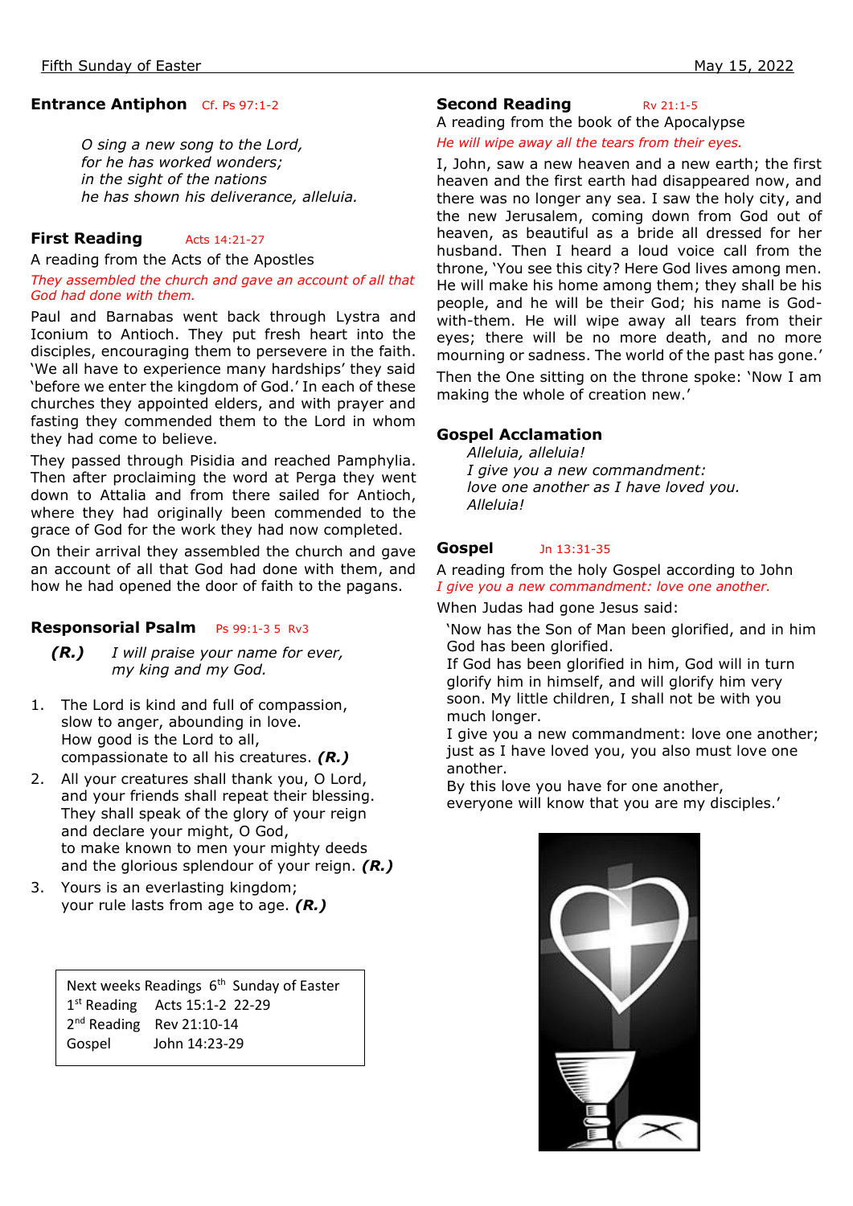## Entrance Antiphon Cf. Ps 97:1-2

*O sing a new song to the Lord,*
*for he has worked wonders;*
*in the sight of the nations*
*he has shown his deliverance, alleluia.*

## First Reading Acts 14:21-27

A reading from the Acts of the Apostles

*They assembled the church and gave an account of all that God had done with them.*

Paul and Barnabas went back through Lystra and Iconium to Antioch. They put fresh heart into the disciples, encouraging them to persevere in the faith. 'We all have to experience many hardships' they said 'before we enter the kingdom of God.' In each of these churches they appointed elders, and with prayer and fasting they commended them to the Lord in whom they had come to believe.

They passed through Pisidia and reached Pamphylia. Then after proclaiming the word at Perga they went down to Attalia and from there sailed for Antioch, where they had originally been commended to the grace of God for the work they had now completed.

On their arrival they assembled the church and gave an account of all that God had done with them, and how he had opened the door of faith to the pagans.

## Responsorial Psalm Ps 99:1-3 5 Rv3

***(R.)*** *I will praise your name for ever,*
*my king and my God.*

1. The Lord is kind and full of compassion,
   slow to anger, abounding in love.
   How good is the Lord to all,
   compassionate to all his creatures. ***(R.)***
2. All your creatures shall thank you, O Lord,
   and your friends shall repeat their blessing.
   They shall speak of the glory of your reign
   and declare your might, O God,
   to make known to men your mighty deeds
   and the glorious splendour of your reign. ***(R.)***
3. Yours is an everlasting kingdom;
   your rule lasts from age to age. ***(R.)***

| | |
|---|---|
| Next weeks Readings 6th Sunday of Easter | |
| 1st Reading | Acts 15:1-2 22-29 |
| 2nd Reading | Rev 21:10-14 |
| Gospel | John 14:23-29 |

## Second Reading Rv 21:1-5

A reading from the book of the Apocalypse

*He will wipe away all the tears from their eyes.*

I, John, saw a new heaven and a new earth; the first heaven and the first earth had disappeared now, and there was no longer any sea. I saw the holy city, and the new Jerusalem, coming down from God out of heaven, as beautiful as a bride all dressed for her husband. Then I heard a loud voice call from the throne, 'You see this city? Here God lives among men. He will make his home among them; they shall be his people, and he will be their God; his name is God-with-them. He will wipe away all tears from their eyes; there will be no more death, and no more mourning or sadness. The world of the past has gone.'

Then the One sitting on the throne spoke: 'Now I am making the whole of creation new.'

## Gospel Acclamation

*Alleluia, alleluia!*
*I give you a new commandment:*
*love one another as I have loved you.*
*Alleluia!*

## Gospel Jn 13:31-35

A reading from the holy Gospel according to John

*I give you a new commandment: love one another.*

When Judas had gone Jesus said:

'Now has the Son of Man been glorified, and in him God has been glorified.
If God has been glorified in him, God will in turn glorify him in himself, and will glorify him very soon. My little children, I shall not be with you much longer.
I give you a new commandment: love one another; just as I have loved you, you also must love one another.
By this love you have for one another,
everyone will know that you are my disciples.'